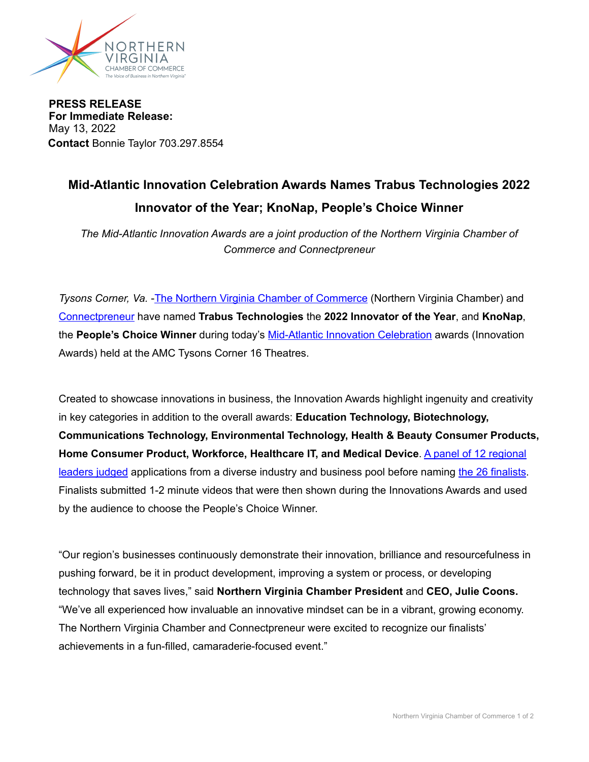**PRESS RELEASE**
**For Immediate Release:**
May 13, 2022
**Contact** Bonnie Taylor 703.297.8554

# Mid-Atlantic Innovation Celebration Awards Names Trabus Technologies 2022 Innovator of the Year; KnoNap, People's Choice Winner

*The Mid-Atlantic Innovation Awards are a joint production of the Northern Virginia Chamber of Commerce and Connectpreneur*

*Tysons Corner, Va.* -The Northern Virginia Chamber of Commerce (Northern Virginia Chamber) and Connectpreneur have named **Trabus Technologies** the **2022 Innovator of the Year**, and **KnoNap**, the **People's Choice Winner** during today's Mid-Atlantic Innovation Celebration awards (Innovation Awards) held at the AMC Tysons Corner 16 Theatres.

Created to showcase innovations in business, the Innovation Awards highlight ingenuity and creativity in key categories in addition to the overall awards: **Education Technology, Biotechnology, Communications Technology, Environmental Technology, Health & Beauty Consumer Products, Home Consumer Product, Workforce, Healthcare IT, and Medical Device**. A panel of 12 regional leaders judged applications from a diverse industry and business pool before naming the 26 finalists. Finalists submitted 1-2 minute videos that were then shown during the Innovations Awards and used by the audience to choose the People's Choice Winner.

"Our region's businesses continuously demonstrate their innovation, brilliance and resourcefulness in pushing forward, be it in product development, improving a system or process, or developing technology that saves lives," said **Northern Virginia Chamber President** and **CEO, Julie Coons.** "We've all experienced how invaluable an innovative mindset can be in a vibrant, growing economy. The Northern Virginia Chamber and Connectpreneur were excited to recognize our finalists' achievements in a fun-filled, camaraderie-focused event."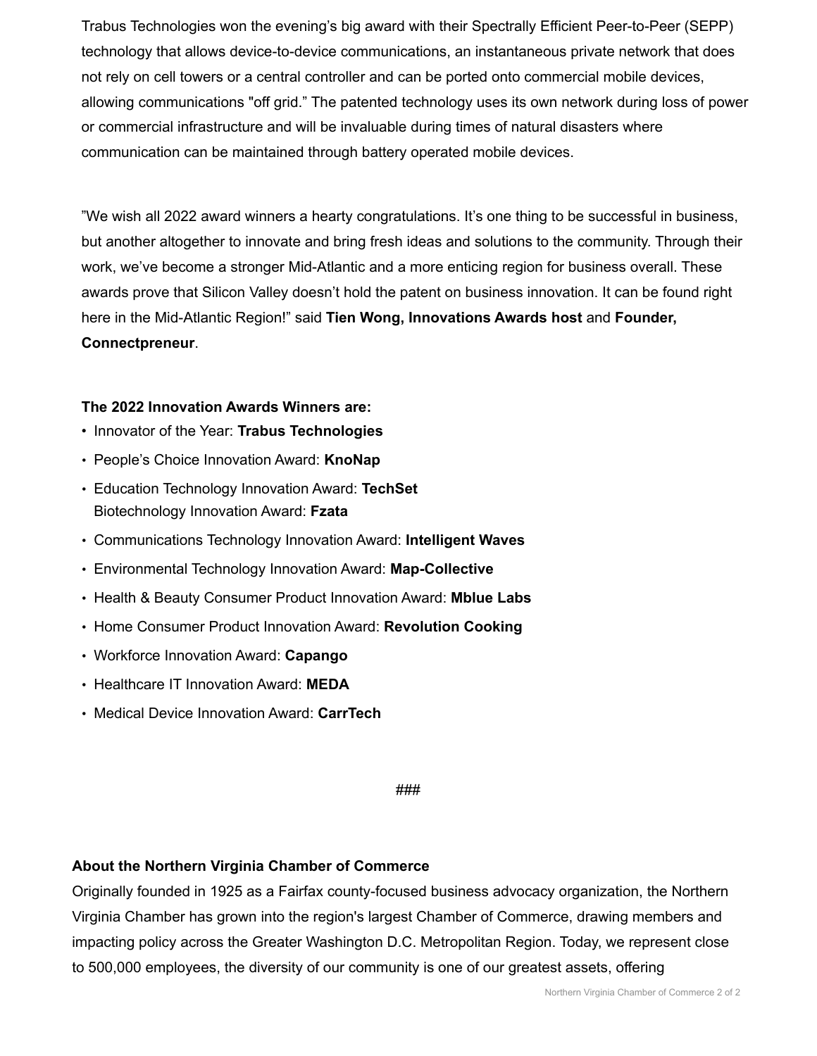Trabus Technologies won the evening's big award with their Spectrally Efficient Peer-to-Peer (SEPP) technology that allows device-to-device communications, an instantaneous private network that does not rely on cell towers or a central controller and can be ported onto commercial mobile devices, allowing communications "off grid." The patented technology uses its own network during loss of power or commercial infrastructure and will be invaluable during times of natural disasters where communication can be maintained through battery operated mobile devices.

"We wish all 2022 award winners a hearty congratulations. It's one thing to be successful in business, but another altogether to innovate and bring fresh ideas and solutions to the community. Through their work, we've become a stronger Mid-Atlantic and a more enticing region for business overall. These awards prove that Silicon Valley doesn't hold the patent on business innovation. It can be found right here in the Mid-Atlantic Region!" said **Tien Wong, Innovations Awards host** and **Founder, Connectpreneur**.

**The 2022 Innovation Awards Winners are:**

- Innovator of the Year: **Trabus Technologies**
- People's Choice Innovation Award: **KnoNap**
- Education Technology Innovation Award: **TechSet**
  Biotechnology Innovation Award: **Fzata**
- Communications Technology Innovation Award: **Intelligent Waves**
- Environmental Technology Innovation Award: **Map-Collective**
- Health & Beauty Consumer Product Innovation Award: **Mblue Labs**
- Home Consumer Product Innovation Award: **Revolution Cooking**
- Workforce Innovation Award: **Capango**
- Healthcare IT Innovation Award: **MEDA**
- Medical Device Innovation Award: **CarrTech**

###

**About the Northern Virginia Chamber of Commerce**

Originally founded in 1925 as a Fairfax county-focused business advocacy organization, the Northern Virginia Chamber has grown into the region's largest Chamber of Commerce, drawing members and impacting policy across the Greater Washington D.C. Metropolitan Region. Today, we represent close to 500,000 employees, the diversity of our community is one of our greatest assets, offering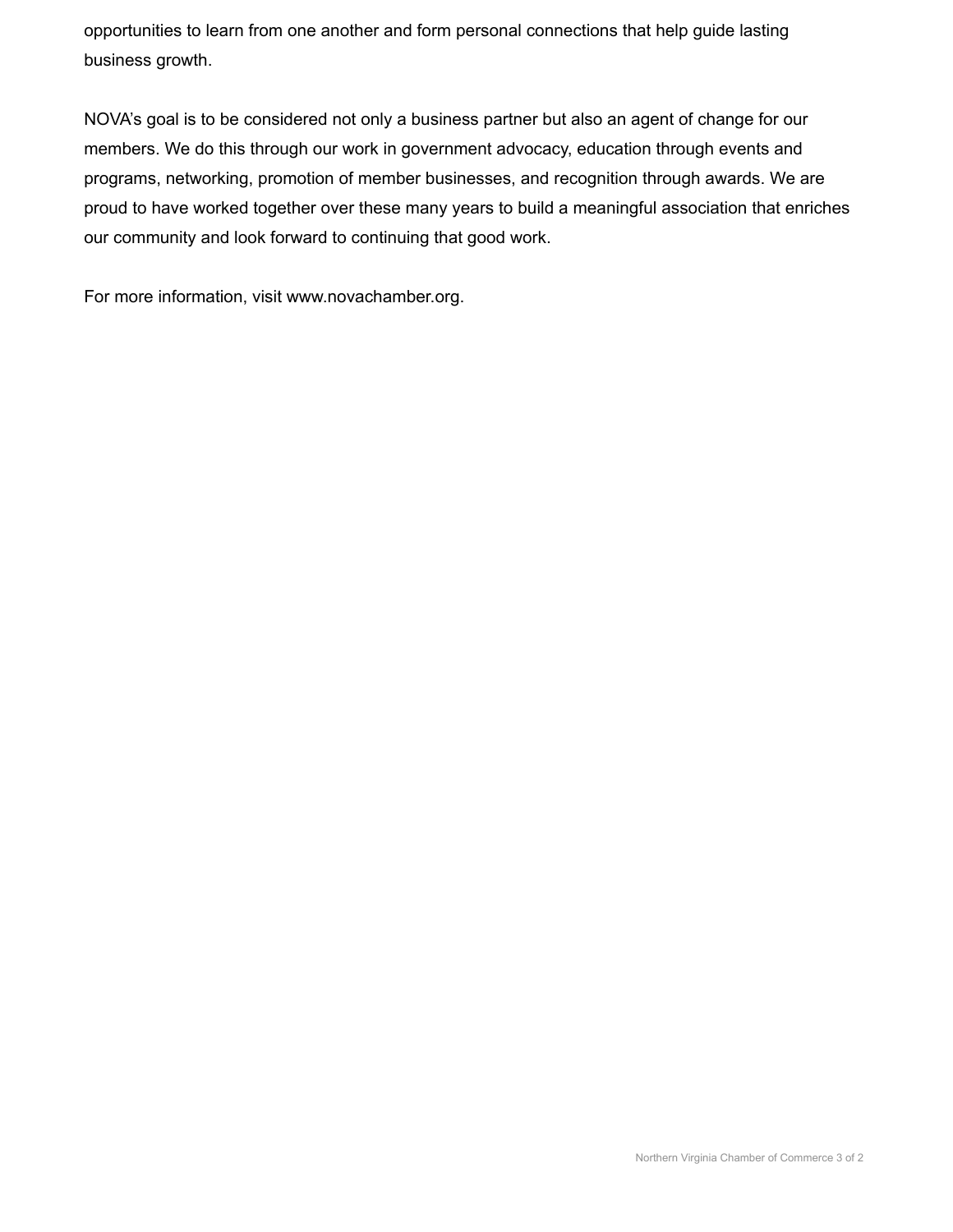opportunities to learn from one another and form personal connections that help guide lasting business growth.

NOVA's goal is to be considered not only a business partner but also an agent of change for our members. We do this through our work in government advocacy, education through events and programs, networking, promotion of member businesses, and recognition through awards. We are proud to have worked together over these many years to build a meaningful association that enriches our community and look forward to continuing that good work.

For more information, visit www.novachamber.org.